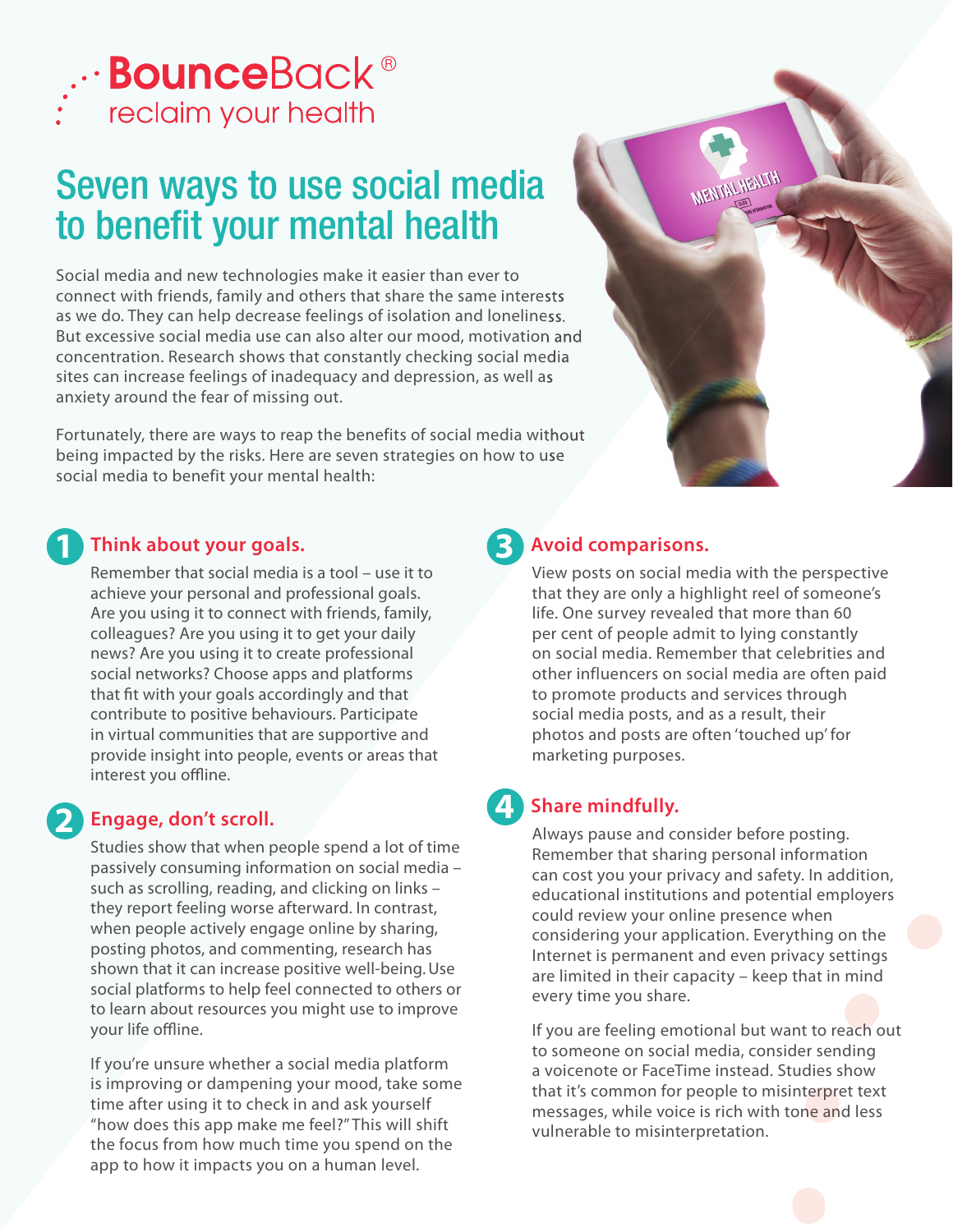BounceBack®
reclaim your health

# Seven ways to use social media to benefit your mental health

Social media and new technologies make it easier than ever to connect with friends, family and others that share the same interests as we do. They can help decrease feelings of isolation and loneliness. But excessive social media use can also alter our mood, motivation and concentration. Research shows that constantly checking social media sites can increase feelings of inadequacy and depression, as well as anxiety around the fear of missing out.

Fortunately, there are ways to reap the benefits of social media without being impacted by the risks. Here are seven strategies on how to use social media to benefit your mental health:

## 1 Think about your goals.

Remember that social media is a tool – use it to achieve your personal and professional goals. Are you using it to connect with friends, family, colleagues? Are you using it to get your daily news? Are you using it to create professional social networks? Choose apps and platforms that fit with your goals accordingly and that contribute to positive behaviours. Participate in virtual communities that are supportive and provide insight into people, events or areas that interest you offline.

## 2 Engage, don't scroll.

Studies show that when people spend a lot of time passively consuming information on social media – such as scrolling, reading, and clicking on links – they report feeling worse afterward. In contrast, when people actively engage online by sharing, posting photos, and commenting, research has shown that it can increase positive well-being. Use social platforms to help feel connected to others or to learn about resources you might use to improve your life offline.

If you're unsure whether a social media platform is improving or dampening your mood, take some time after using it to check in and ask yourself "how does this app make me feel?" This will shift the focus from how much time you spend on the app to how it impacts you on a human level.

## 3 Avoid comparisons.

View posts on social media with the perspective that they are only a highlight reel of someone's life. One survey revealed that more than 60 per cent of people admit to lying constantly on social media. Remember that celebrities and other influencers on social media are often paid to promote products and services through social media posts, and as a result, their photos and posts are often 'touched up' for marketing purposes.

## 4 Share mindfully.

Always pause and consider before posting. Remember that sharing personal information can cost you your privacy and safety. In addition, educational institutions and potential employers could review your online presence when considering your application. Everything on the Internet is permanent and even privacy settings are limited in their capacity – keep that in mind every time you share.

If you are feeling emotional but want to reach out to someone on social media, consider sending a voicenote or FaceTime instead. Studies show that it's common for people to misinterpret text messages, while voice is rich with tone and less vulnerable to misinterpretation.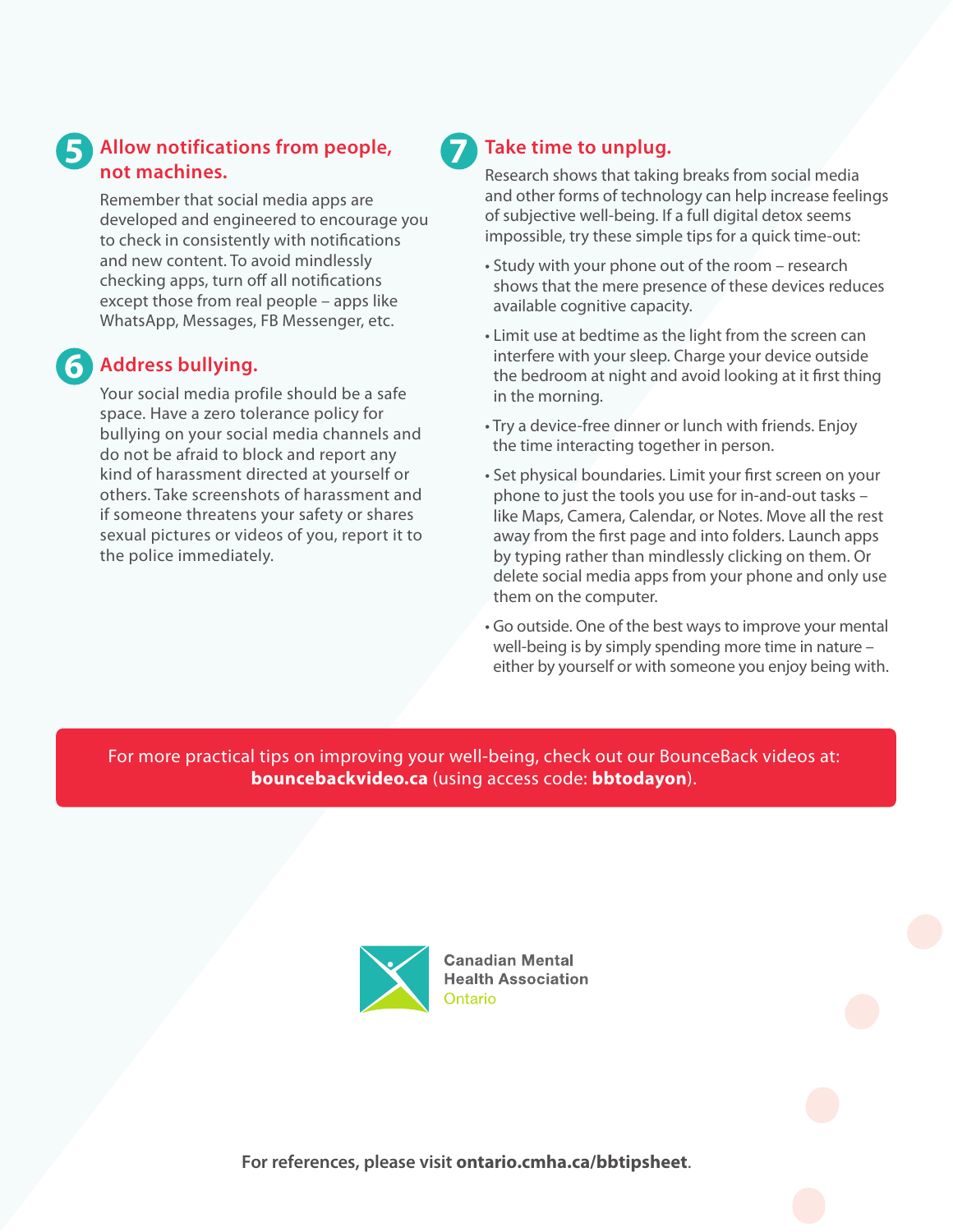## 5 Allow notifications from people, not machines.

Remember that social media apps are developed and engineered to encourage you to check in consistently with notifications and new content. To avoid mindlessly checking apps, turn off all notifications except those from real people – apps like WhatsApp, Messages, FB Messenger, etc.

## 6 Address bullying.

Your social media profile should be a safe space. Have a zero tolerance policy for bullying on your social media channels and do not be afraid to block and report any kind of harassment directed at yourself or others. Take screenshots of harassment and if someone threatens your safety or shares sexual pictures or videos of you, report it to the police immediately.

## 7 Take time to unplug.

Research shows that taking breaks from social media and other forms of technology can help increase feelings of subjective well-being. If a full digital detox seems impossible, try these simple tips for a quick time-out:

- Study with your phone out of the room – research shows that the mere presence of these devices reduces available cognitive capacity.
- Limit use at bedtime as the light from the screen can interfere with your sleep. Charge your device outside the bedroom at night and avoid looking at it first thing in the morning.
- Try a device-free dinner or lunch with friends. Enjoy the time interacting together in person.
- Set physical boundaries. Limit your first screen on your phone to just the tools you use for in-and-out tasks – like Maps, Camera, Calendar, or Notes. Move all the rest away from the first page and into folders. Launch apps by typing rather than mindlessly clicking on them. Or delete social media apps from your phone and only use them on the computer.
- Go outside. One of the best ways to improve your mental well-being is by simply spending more time in nature – either by yourself or with someone you enjoy being with.

For more practical tips on improving your well-being, check out our BounceBack videos at: **bouncebackvideo.ca** (using access code: **bbtodayon**).

Canadian Mental Health Association
Ontario

For references, please visit **ontario.cmha.ca/bbtipsheet**.